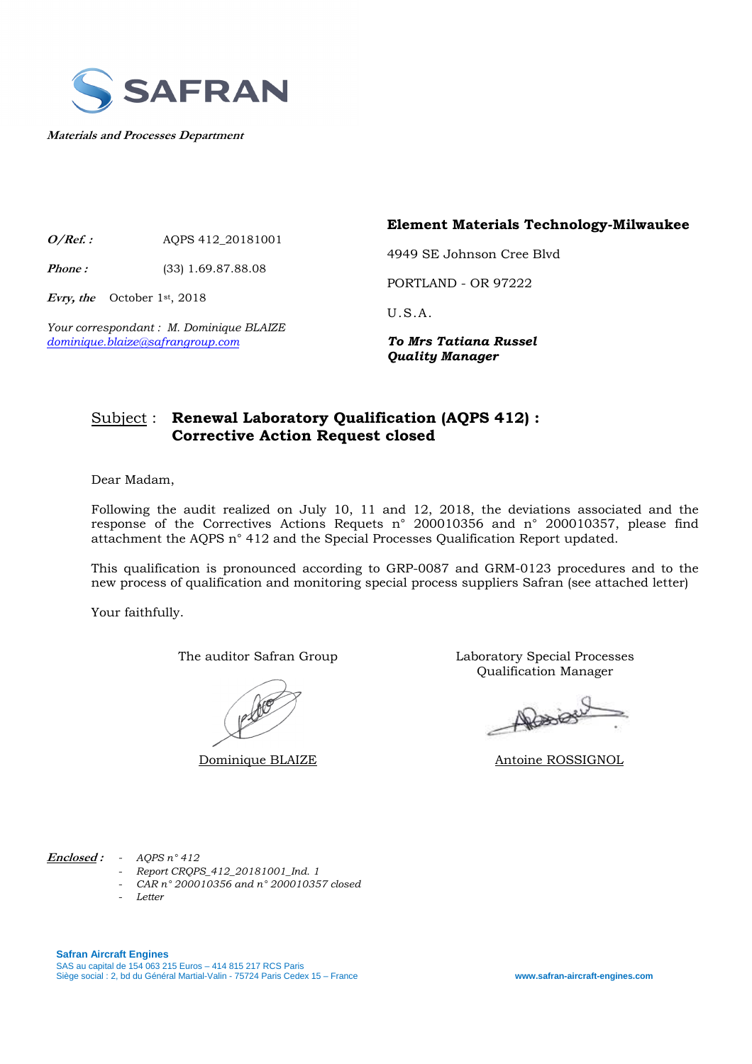SAFRAN

*Materials and Processes Department*

***O/Ref. :*** AQPS 412_20181001

***Phone :*** (33) 1.69.87.88.08

***Evry, the*** October 1st, 2018

*Your correspondant : M. Dominique BLAIZE*
*dominique.blaize@safrangroup.com*

**Element Materials Technology-Milwaukee**

4949 SE Johnson Cree Blvd

PORTLAND - OR 97222

U.S.A.

***To Mrs Tatiana Russel***
***Quality Manager***

Subject : **Renewal Laboratory Qualification (AQPS 412) : Corrective Action Request closed**

Dear Madam,

Following the audit realized on July 10, 11 and 12, 2018, the deviations associated and the response of the Correctives Actions Requets n° 200010356 and n° 200010357, please find attachment the AQPS n° 412 and the Special Processes Qualification Report updated.

This qualification is pronounced according to GRP-0087 and GRM-0123 procedures and to the new process of qualification and monitoring special process suppliers Safran (see attached letter)

Your faithfully.

The auditor Safran Group

Dominique BLAIZE

Laboratory Special Processes Qualification Manager

Antoine ROSSIGNOL

***Enclosed :***

- *AQPS n° 412*
- *Report CRQPS_412_20181001_Ind. 1*
- *CAR n° 200010356 and n° 200010357 closed*
- *Letter*

**Safran Aircraft Engines**
SAS au capital de 154 063 215 Euros – 414 815 217 RCS Paris
Siège social : 2, bd du Général Martial-Valin - 75724 Paris Cedex 15 – France

www.safran-aircraft-engines.com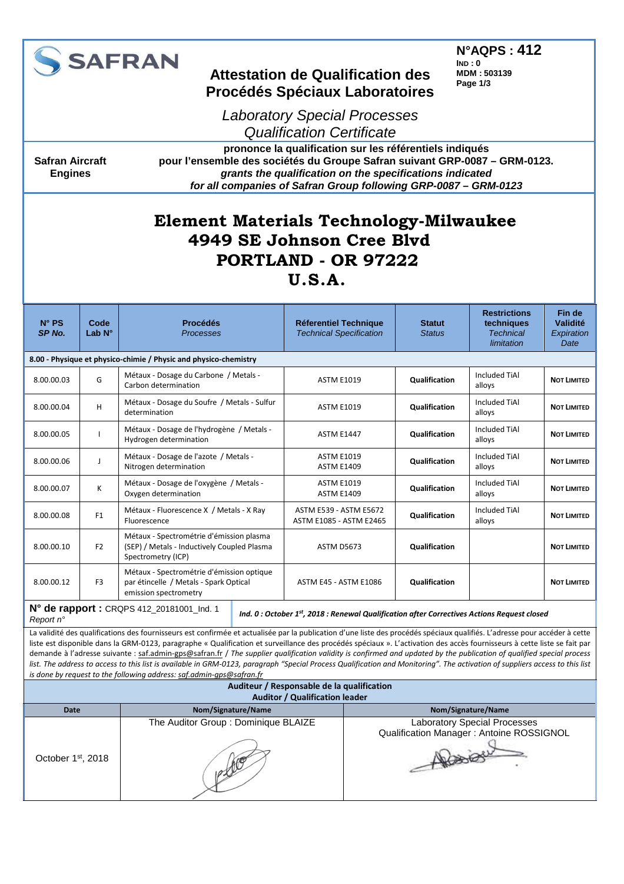**N°AQPS : 412**
**IND : 0**
**MDM : 503139**

**SAFRAN**

# Attestation de Qualification des Procédés Spéciaux Laboratoires

*Laboratory Special Processes Qualification Certificate*

**Safran Aircraft Engines**

**prononce la qualification sur les référentiels indiqués pour l'ensemble des sociétés du Groupe Safran suivant GRP-0087 – GRM-0123.**
***grants the qualification on the specifications indicated for all companies of Safran Group following GRP-0087 – GRM-0123***

## Element Materials Technology-Milwaukee
## 4949 SE Johnson Cree Blvd
## PORTLAND - OR 97222
## U.S.A.

| N° PS *SP No.* | Code Lab N° | Procédés *Processes* | Réferentiel Technique *Technical Specification* | Statut *Status* | Restrictions techniques *Technical limitation* | Fin de Validité *Expiration Date* |
|---|---|---|---|---|---|---|
| **8.00 - Physique et physico-chimie / Physic and physico-chemistry** | | | | | | |
| 8.00.00.03 | G | Métaux - Dosage du Carbone / Metals - Carbon determination | ASTM E1019 | **Qualification** | Included TiAl alloys | **NOT LIMITED** |
| 8.00.00.04 | H | Métaux - Dosage du Soufre / Metals - Sulfur determination | ASTM E1019 | **Qualification** | Included TiAl alloys | **NOT LIMITED** |
| 8.00.00.05 | I | Métaux - Dosage de l'hydrogène / Metals - Hydrogen determination | ASTM E1447 | **Qualification** | Included TiAl alloys | **NOT LIMITED** |
| 8.00.00.06 | J | Métaux - Dosage de l'azote / Metals - Nitrogen determination | ASTM E1019<br>ASTM E1409 | **Qualification** | Included TiAl alloys | **NOT LIMITED** |
| 8.00.00.07 | K | Métaux - Dosage de l'oxygène / Metals - Oxygen determination | ASTM E1019<br>ASTM E1409 | **Qualification** | Included TiAl alloys | **NOT LIMITED** |
| 8.00.00.08 | F1 | Métaux - Fluorescence X / Metals - X Ray Fluorescence | ASTM E539 - ASTM E5672<br>ASTM E1085 - ASTM E2465 | **Qualification** | Included TiAl alloys | **NOT LIMITED** |
| 8.00.00.10 | F2 | Métaux - Spectrométrie d'émission plasma (SEP) / Metals - Inductively Coupled Plasma Spectrometry (ICP) | ASTM D5673 | **Qualification** | | **NOT LIMITED** |
| 8.00.00.12 | F3 | Métaux - Spectrométrie d'émission optique par étincelle / Metals - Spark Optical emission spectrometry | ASTM E45 - ASTM E1086 | **Qualification** | | **NOT LIMITED** |

**N° de rapport :** CRQPS 412_20181001_Ind. 1
*Report n°*

***Ind. 0 : October 1st, 2018 : Renewal Qualification after Correctives Actions Request closed***

La validité des qualifications des fournisseurs est confirmée et actualisée par la publication d'une liste des procédés spéciaux qualifiés. L'adresse pour accéder à cette liste est disponible dans la GRM-0123, paragraphe « Qualification et surveillance des procédés spéciaux ». L'activation des accès fournisseurs à cette liste se fait par demande à l'adresse suivante : saf.admin-gps@safran.fr / *The supplier qualification validity is confirmed and updated by the publication of qualified special process list. The address to access to this list is available in GRM-0123, paragraph "Special Process Qualification and Monitoring". The activation of suppliers access to this list is done by request to the following address: saf.admin-gps@safran.fr*

| **Auditeur / Responsable de la qualification**<br>**Auditor / Qualification leader** | | |
|---|---|---|
| **Date** | **Nom/Signature/Name** | **Nom/Signature/Name** |
| October 1st, 2018 | The Auditor Group : Dominique BLAIZE | Laboratory Special Processes Qualification Manager : Antoine ROSSIGNOL |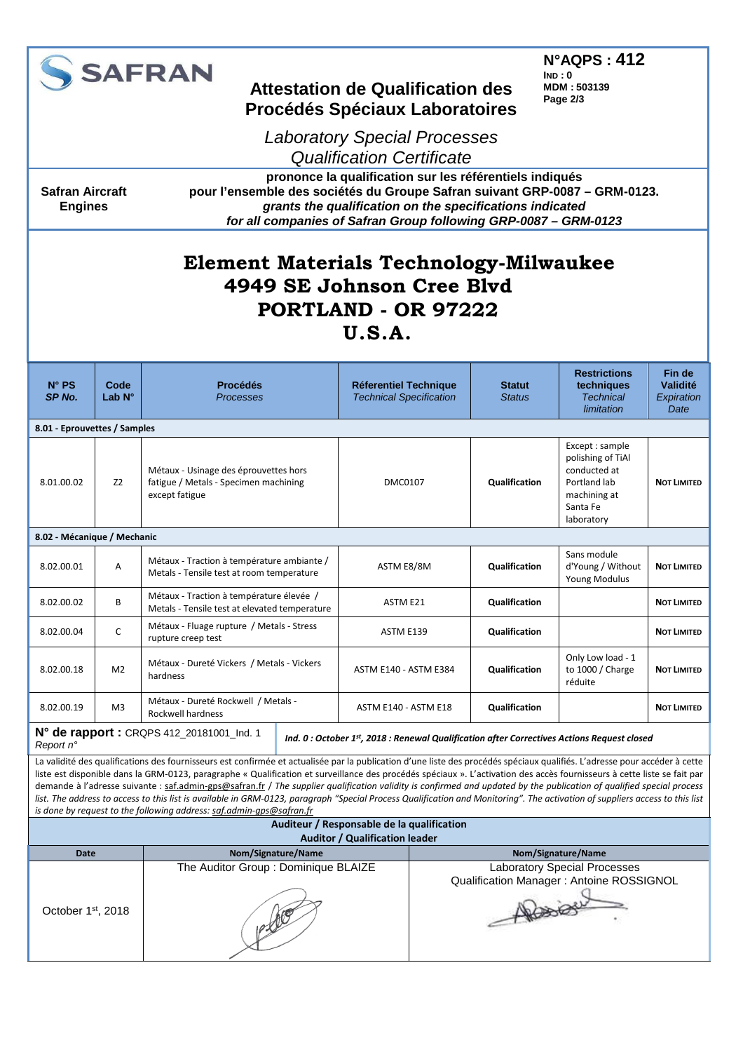**SAFRAN**

## Attestation de Qualification des Procédés Spéciaux Laboratoires

*Laboratory Special Processes Qualification Certificate*

**N°AQPS : 412**
**IND : 0**
**MDM : 503139**
**Page 2/3**

**Safran Aircraft Engines**

**prononce la qualification sur les référentiels indiqués pour l'ensemble des sociétés du Groupe Safran suivant GRP-0087 – GRM-0123.**
***grants the qualification on the specifications indicated for all companies of Safran Group following GRP-0087 – GRM-0123***

# Element Materials Technology-Milwaukee
# 4949 SE Johnson Cree Blvd
# PORTLAND - OR 97222
# U.S.A.

| N° PS *SP No.* | Code Lab N° | Procédés *Processes* | Réferentiel Technique *Technical Specification* | Statut *Status* | Restrictions techniques *Technical limitation* | Fin de Validité *Expiration Date* |
|---|---|---|---|---|---|---|
| **8.01 - Eprouvettes / Samples** | | | | | | |
| 8.01.00.02 | Z2 | Métaux - Usinage des éprouvettes hors fatigue / Metals - Specimen machining except fatigue | DMC0107 | **Qualification** | Except : sample polishing of TiAl conducted at Portland lab machining at Santa Fe laboratory | **NOT LIMITED** |
| **8.02 - Mécanique / Mechanic** | | | | | | |
| 8.02.00.01 | A | Métaux - Traction à température ambiante / Metals - Tensile test at room temperature | ASTM E8/8M | **Qualification** | Sans module d'Young / Without Young Modulus | **NOT LIMITED** |
| 8.02.00.02 | B | Métaux - Traction à température élevée / Metals - Tensile test at elevated temperature | ASTM E21 | **Qualification** | | **NOT LIMITED** |
| 8.02.00.04 | C | Métaux - Fluage rupture / Metals - Stress rupture creep test | ASTM E139 | **Qualification** | | **NOT LIMITED** |
| 8.02.00.18 | M2 | Métaux - Dureté Vickers / Metals - Vickers hardness | ASTM E140 - ASTM E384 | **Qualification** | Only Low load - 1 to 1000 / Charge réduite | **NOT LIMITED** |
| 8.02.00.19 | M3 | Métaux - Dureté Rockwell / Metals - Rockwell hardness | ASTM E140 - ASTM E18 | **Qualification** | | **NOT LIMITED** |

**N° de rapport :** CRQPS 412_20181001_Ind. 1
*Report n°*

***Ind. 0 : October 1st, 2018 : Renewal Qualification after Correctives Actions Request closed***

La validité des qualifications des fournisseurs est confirmée et actualisée par la publication d'une liste des procédés spéciaux qualifiés. L'adresse pour accéder à cette liste est disponible dans la GRM-0123, paragraphe « Qualification et surveillance des procédés spéciaux ». L'activation des accès fournisseurs à cette liste se fait par demande à l'adresse suivante : saf.admin-gps@safran.fr / *The supplier qualification validity is confirmed and updated by the publication of qualified special process list. The address to access to this list is available in GRM-0123, paragraph "Special Process Qualification and Monitoring". The activation of suppliers access to this list is done by request to the following address: saf.admin-gps@safran.fr*

**Auditeur / Responsable de la qualification**
**Auditor / Qualification leader**

| Date | Nom/Signature/Name | Nom/Signature/Name |
|---|---|---|
| October 1st, 2018 | The Auditor Group : Dominique BLAIZE | Laboratory Special Processes Qualification Manager : Antoine ROSSIGNOL |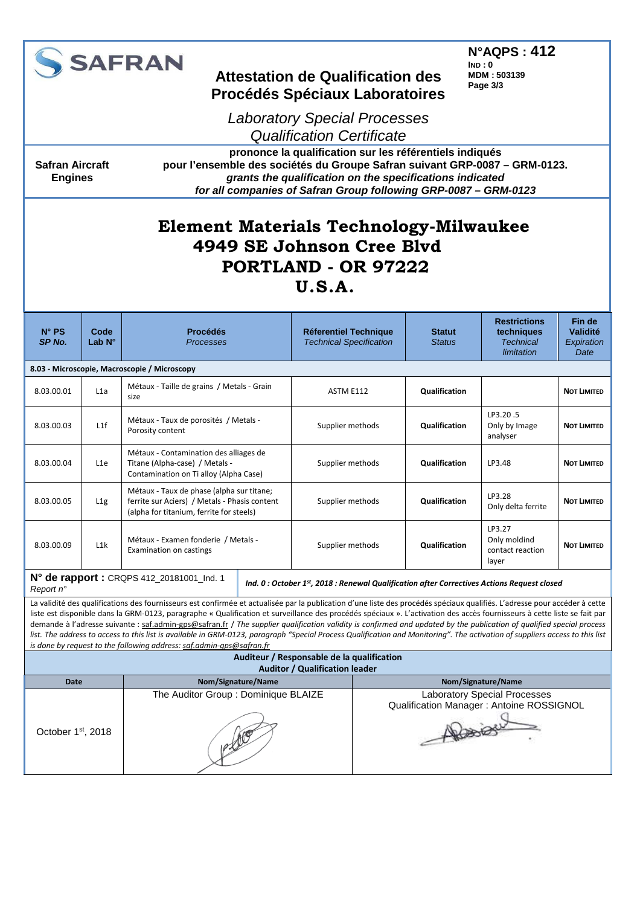**SAFRAN**

## Attestation de Qualification des Procédés Spéciaux Laboratoires

*Laboratory Special Processes Qualification Certificate*

**N°AQPS : 412**
**IND : 0**
**MDM : 503139**

**Safran Aircraft Engines**

**prononce la qualification sur les référentiels indiqués pour l'ensemble des sociétés du Groupe Safran suivant GRP-0087 – GRM-0123.**
***grants the qualification on the specifications indicated for all companies of Safran Group following GRP-0087 – GRM-0123***

# Element Materials Technology-Milwaukee
# 4949 SE Johnson Cree Blvd
# PORTLAND - OR 97222
# U.S.A.

| N° PS *SP No.* | Code Lab N° | Procédés *Processes* | Réferentiel Technique *Technical Specification* | Statut *Status* | Restrictions techniques *Technical limitation* | Fin de Validité *Expiration Date* |
|---|---|---|---|---|---|---|
| **8.03 - Microscopie, Macroscopie / Microscopy** | | | | | | |
| 8.03.00.01 | L1a | Métaux - Taille de grains / Metals - Grain size | ASTM E112 | **Qualification** | | **NOT LIMITED** |
| 8.03.00.03 | L1f | Métaux - Taux de porosités / Metals - Porosity content | Supplier methods | **Qualification** | LP3.20 .5 Only by Image analyser | **NOT LIMITED** |
| 8.03.00.04 | L1e | Métaux - Contamination des alliages de Titane (Alpha-case) / Metals - Contamination on Ti alloy (Alpha Case) | Supplier methods | **Qualification** | LP3.48 | **NOT LIMITED** |
| 8.03.00.05 | L1g | Métaux - Taux de phase (alpha sur titane; ferrite sur Aciers) / Metals - Phasis content (alpha for titanium, ferrite for steels) | Supplier methods | **Qualification** | LP3.28 Only delta ferrite | **NOT LIMITED** |
| 8.03.00.09 | L1k | Métaux - Examen fonderie / Metals - Examination on castings | Supplier methods | **Qualification** | LP3.27 Only moldind contact reaction layer | **NOT LIMITED** |

**N° de rapport :** CRQPS 412_20181001_Ind. 1
*Report n°*

***Ind. 0 : October 1st, 2018 : Renewal Qualification after Correctives Actions Request closed***

La validité des qualifications des fournisseurs est confirmée et actualisée par la publication d'une liste des procédés spéciaux qualifiés. L'adresse pour accéder à cette liste est disponible dans la GRM-0123, paragraphe « Qualification et surveillance des procédés spéciaux ». L'activation des accès fournisseurs à cette liste se fait par demande à l'adresse suivante : saf.admin-gps@safran.fr / *The supplier qualification validity is confirmed and updated by the publication of qualified special process list. The address to access to this list is available in GRM-0123, paragraph "Special Process Qualification and Monitoring". The activation of suppliers access to this list is done by request to the following address: saf.admin-gps@safran.fr*

**Auditeur / Responsable de la qualification**
**Auditor / Qualification leader**

| Date | Nom/Signature/Name | Nom/Signature/Name |
|---|---|---|
| October 1st, 2018 | The Auditor Group : Dominique BLAIZE | Laboratory Special Processes Qualification Manager : Antoine ROSSIGNOL |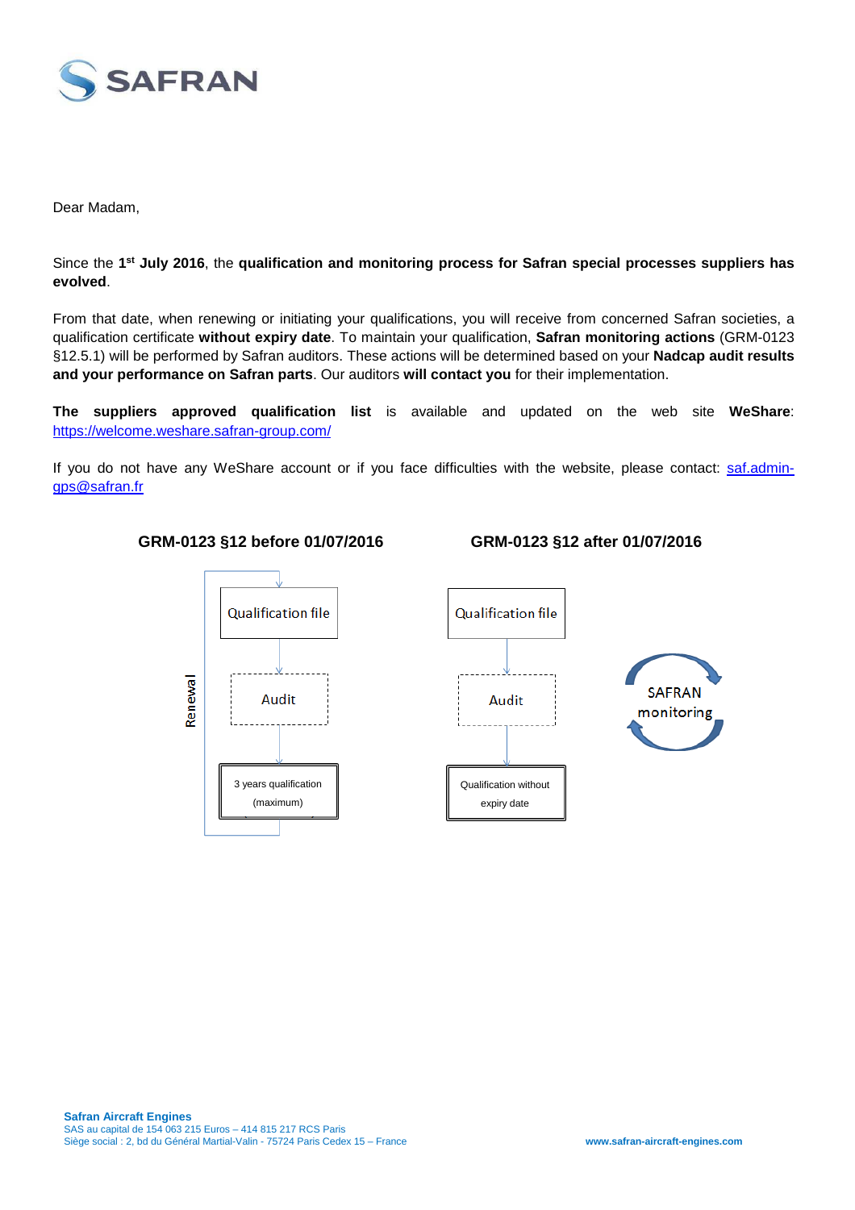Dear Madam,

Since the **1st July 2016**, the **qualification and monitoring process for Safran special processes suppliers has evolved**.

From that date, when renewing or initiating your qualifications, you will receive from concerned Safran societies, a qualification certificate **without expiry date**. To maintain your qualification, **Safran monitoring actions** (GRM-0123 §12.5.1) will be performed by Safran auditors. These actions will be determined based on your **Nadcap audit results and your performance on Safran parts**. Our auditors **will contact you** for their implementation.

**The suppliers approved qualification list** is available and updated on the web site **WeShare**: https://welcome.weshare.safran-group.com/

If you do not have any WeShare account or if you face difficulties with the website, please contact: saf.admin-gps@safran.fr

**GRM-0123 §12 before 01/07/2016**

Qualification file

Audit

3 years qualification (maximum)

Renewal

**GRM-0123 §12 after 01/07/2016**

Qualification file

Audit

Qualification without expiry date

SAFRAN monitoring

**Safran Aircraft Engines**
SAS au capital de 154 063 215 Euros – 414 815 217 RCS Paris
Siège social : 2, bd du Général Martial-Valin - 75724 Paris Cedex 15 – France

www.safran-aircraft-engines.com